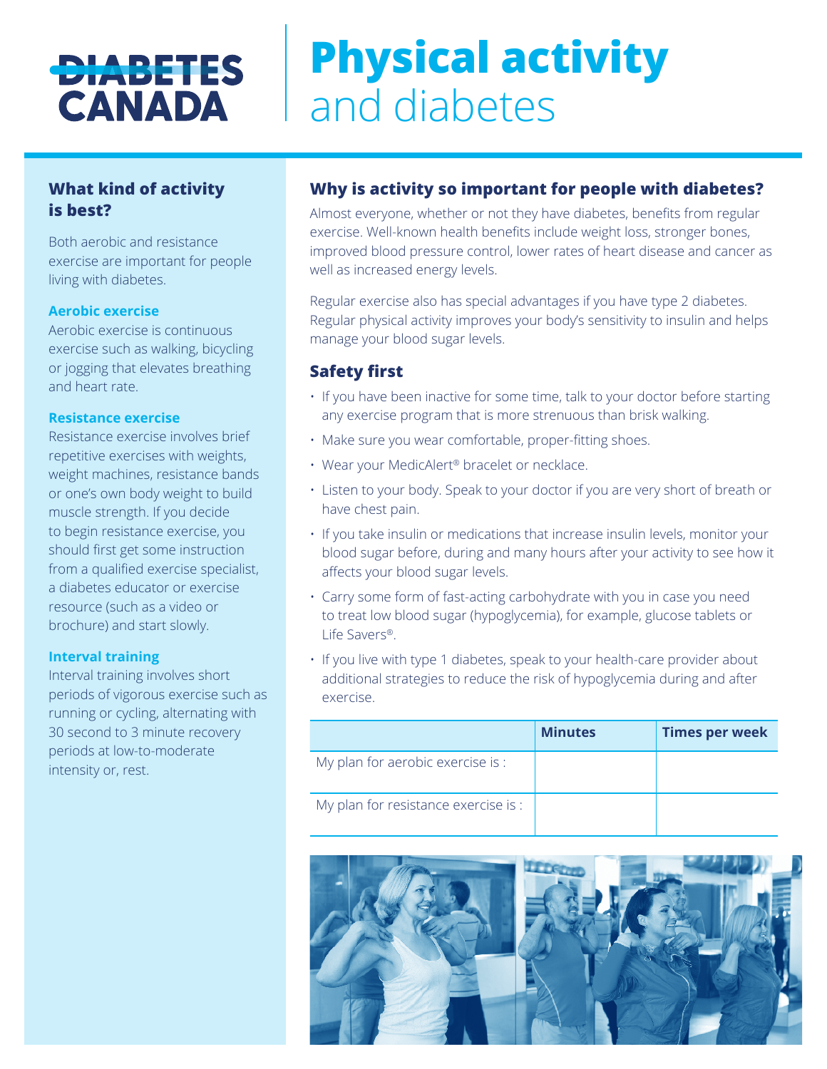# Physical activity and diabetes

DIABETES CANADA

## What kind of activity is best?

Both aerobic and resistance exercise are important for people living with diabetes.

### Aerobic exercise

Aerobic exercise is continuous exercise such as walking, bicycling or jogging that elevates breathing and heart rate.

### Resistance exercise

Resistance exercise involves brief repetitive exercises with weights, weight machines, resistance bands or one's own body weight to build muscle strength. If you decide to begin resistance exercise, you should first get some instruction from a qualified exercise specialist, a diabetes educator or exercise resource (such as a video or brochure) and start slowly.

### Interval training

Interval training involves short periods of vigorous exercise such as running or cycling, alternating with 30 second to 3 minute recovery periods at low-to-moderate intensity or, rest.

## Why is activity so important for people with diabetes?

Almost everyone, whether or not they have diabetes, benefits from regular exercise. Well-known health benefits include weight loss, stronger bones, improved blood pressure control, lower rates of heart disease and cancer as well as increased energy levels.

Regular exercise also has special advantages if you have type 2 diabetes. Regular physical activity improves your body's sensitivity to insulin and helps manage your blood sugar levels.

## Safety first

- If you have been inactive for some time, talk to your doctor before starting any exercise program that is more strenuous than brisk walking.
- Make sure you wear comfortable, proper-fitting shoes.
- Wear your MedicAlert® bracelet or necklace.
- Listen to your body. Speak to your doctor if you are very short of breath or have chest pain.
- If you take insulin or medications that increase insulin levels, monitor your blood sugar before, during and many hours after your activity to see how it affects your blood sugar levels.
- Carry some form of fast-acting carbohydrate with you in case you need to treat low blood sugar (hypoglycemia), for example, glucose tablets or Life Savers®.
- If you live with type 1 diabetes, speak to your health-care provider about additional strategies to reduce the risk of hypoglycemia during and after exercise.

| | Minutes | Times per week |
|---|---|---|
| My plan for aerobic exercise is : | | |
| My plan for resistance exercise is : | | |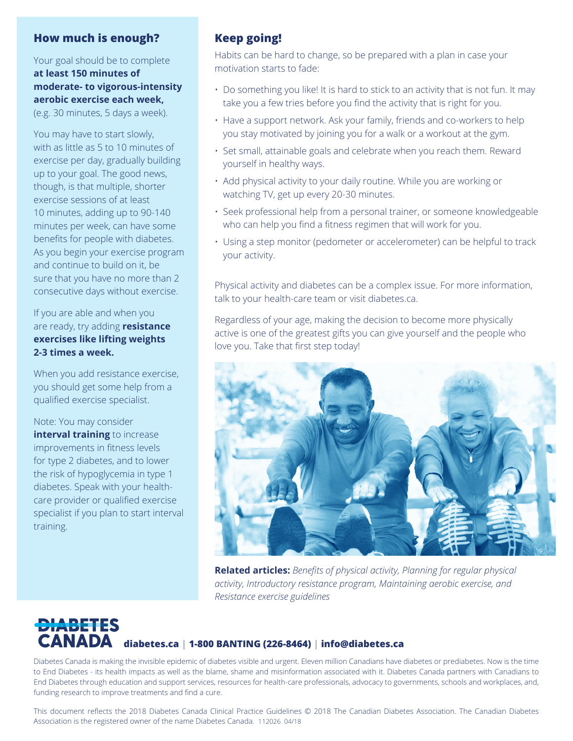## How much is enough?

Your goal should be to complete **at least 150 minutes of moderate- to vigorous-intensity aerobic exercise each week,** (e.g. 30 minutes, 5 days a week).

You may have to start slowly, with as little as 5 to 10 minutes of exercise per day, gradually building up to your goal. The good news, though, is that multiple, shorter exercise sessions of at least 10 minutes, adding up to 90-140 minutes per week, can have some benefits for people with diabetes. As you begin your exercise program and continue to build on it, be sure that you have no more than 2 consecutive days without exercise.

If you are able and when you are ready, try adding **resistance exercises like lifting weights 2-3 times a week.**

When you add resistance exercise, you should get some help from a qualified exercise specialist.

Note: You may consider **interval training** to increase improvements in fitness levels for type 2 diabetes, and to lower the risk of hypoglycemia in type 1 diabetes. Speak with your health-care provider or qualified exercise specialist if you plan to start interval training.

## Keep going!

Habits can be hard to change, so be prepared with a plan in case your motivation starts to fade:

- Do something you like! It is hard to stick to an activity that is not fun. It may take you a few tries before you find the activity that is right for you.
- Have a support network. Ask your family, friends and co-workers to help you stay motivated by joining you for a walk or a workout at the gym.
- Set small, attainable goals and celebrate when you reach them. Reward yourself in healthy ways.
- Add physical activity to your daily routine. While you are working or watching TV, get up every 20-30 minutes.
- Seek professional help from a personal trainer, or someone knowledgeable who can help you find a fitness regimen that will work for you.
- Using a step monitor (pedometer or accelerometer) can be helpful to track your activity.

Physical activity and diabetes can be a complex issue. For more information, talk to your health-care team or visit diabetes.ca.

Regardless of your age, making the decision to become more physically active is one of the greatest gifts you can give yourself and the people who love you. Take that first step today!

**Related articles:** *Benefits of physical activity, Planning for regular physical activity, Introductory resistance program, Maintaining aerobic exercise, and Resistance exercise guidelines*

**DIABETES CANADA** **diabetes.ca** | **1-800 BANTING (226-8464)** | **info@diabetes.ca**

Diabetes Canada is making the invisible epidemic of diabetes visible and urgent. Eleven million Canadians have diabetes or prediabetes. Now is the time to End Diabetes - its health impacts as well as the blame, shame and misinformation associated with it. Diabetes Canada partners with Canadians to End Diabetes through education and support services, resources for health-care professionals, advocacy to governments, schools and workplaces, and, funding research to improve treatments and find a cure.

This document reflects the 2018 Diabetes Canada Clinical Practice Guidelines © 2018 The Canadian Diabetes Association. The Canadian Diabetes Association is the registered owner of the name Diabetes Canada. 112026 04/18